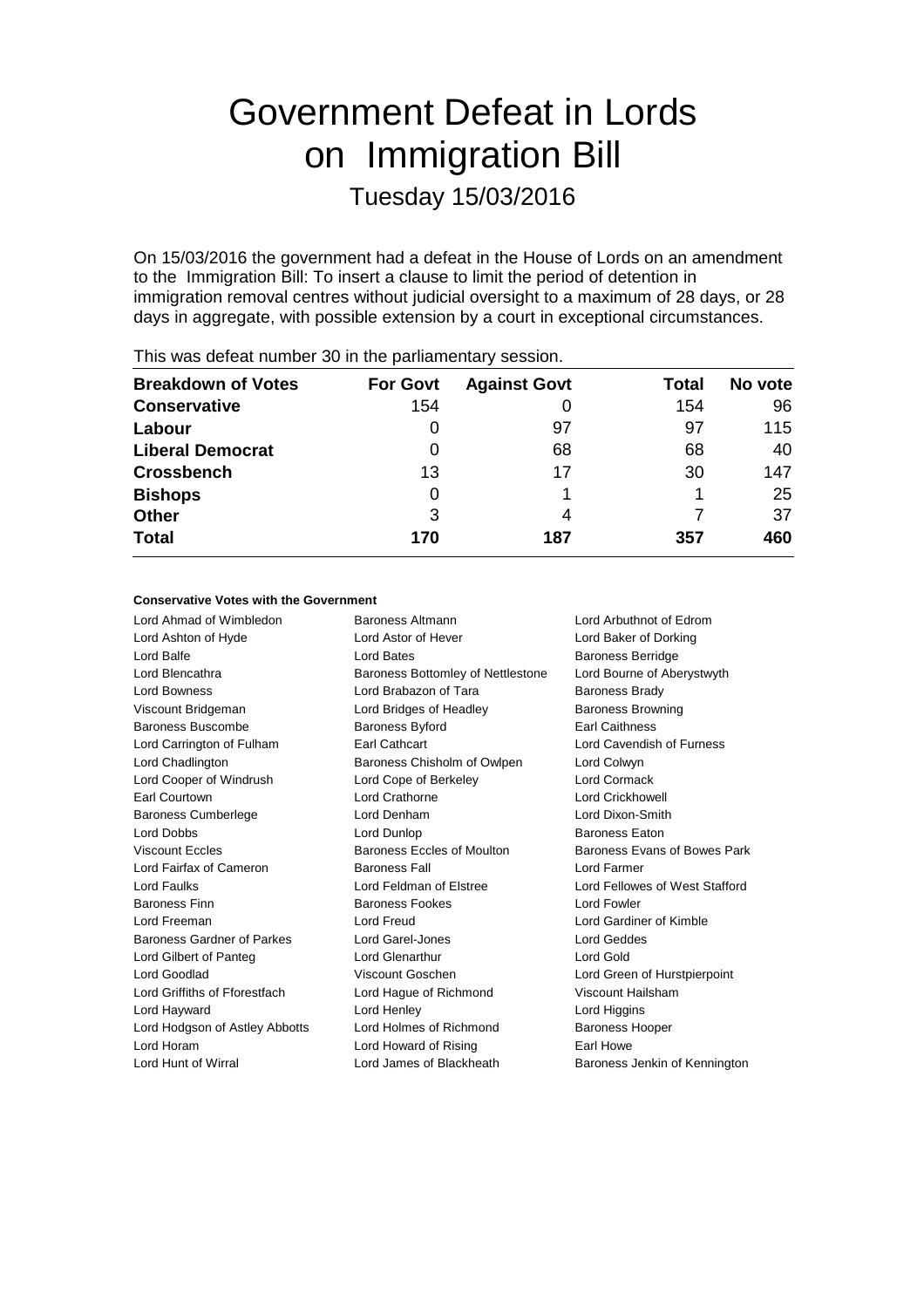# Government Defeat in Lords on Immigration Bill

## Tuesday 15/03/2016

On 15/03/2016 the government had a defeat in the House of Lords on an amendment to the Immigration Bill: To insert a clause to limit the period of detention in immigration removal centres without judicial oversight to a maximum of 28 days, or 28 days in aggregate, with possible extension by a court in exceptional circumstances.

This was defeat number 30 in the parliamentary session.

| Breakdown of Votes | For Govt | Against Govt | Total | No vote |
| --- | --- | --- | --- | --- |
| **Conservative** | 154 | 0 | 154 | 96 |
| **Labour** | 0 | 97 | 97 | 115 |
| **Liberal Democrat** | 0 | 68 | 68 | 40 |
| **Crossbench** | 13 | 17 | 30 | 147 |
| **Bishops** | 0 | 1 | 1 | 25 |
| **Other** | 3 | 4 | 7 | 37 |
| **Total** | **170** | **187** | **357** | **460** |

### Conservative Votes with the Government

| | | |
| --- | --- | --- |
| Lord Ahmad of Wimbledon | Baroness Altmann | Lord Arbuthnot of Edrom |
| Lord Ashton of Hyde | Lord Astor of Hever | Lord Baker of Dorking |
| Lord Balfe | Lord Bates | Baroness Berridge |
| Lord Blencathra | Baroness Bottomley of Nettlestone | Lord Bourne of Aberystwyth |
| Lord Bowness | Lord Brabazon of Tara | Baroness Brady |
| Viscount Bridgeman | Lord Bridges of Headley | Baroness Browning |
| Baroness Buscombe | Baroness Byford | Earl Caithness |
| Lord Carrington of Fulham | Earl Cathcart | Lord Cavendish of Furness |
| Lord Chadlington | Baroness Chisholm of Owlpen | Lord Colwyn |
| Lord Cooper of Windrush | Lord Cope of Berkeley | Lord Cormack |
| Earl Courtown | Lord Crathorne | Lord Crickhowell |
| Baroness Cumberlege | Lord Denham | Lord Dixon-Smith |
| Lord Dobbs | Lord Dunlop | Baroness Eaton |
| Viscount Eccles | Baroness Eccles of Moulton | Baroness Evans of Bowes Park |
| Lord Fairfax of Cameron | Baroness Fall | Lord Farmer |
| Lord Faulks | Lord Feldman of Elstree | Lord Fellowes of West Stafford |
| Baroness Finn | Baroness Fookes | Lord Fowler |
| Lord Freeman | Lord Freud | Lord Gardiner of Kimble |
| Baroness Gardner of Parkes | Lord Garel-Jones | Lord Geddes |
| Lord Gilbert of Panteg | Lord Glenarthur | Lord Gold |
| Lord Goodlad | Viscount Goschen | Lord Green of Hurstpierpoint |
| Lord Griffiths of Fforestfach | Lord Hague of Richmond | Viscount Hailsham |
| Lord Hayward | Lord Henley | Lord Higgins |
| Lord Hodgson of Astley Abbotts | Lord Holmes of Richmond | Baroness Hooper |
| Lord Horam | Lord Howard of Rising | Earl Howe |
| Lord Hunt of Wirral | Lord James of Blackheath | Baroness Jenkin of Kennington |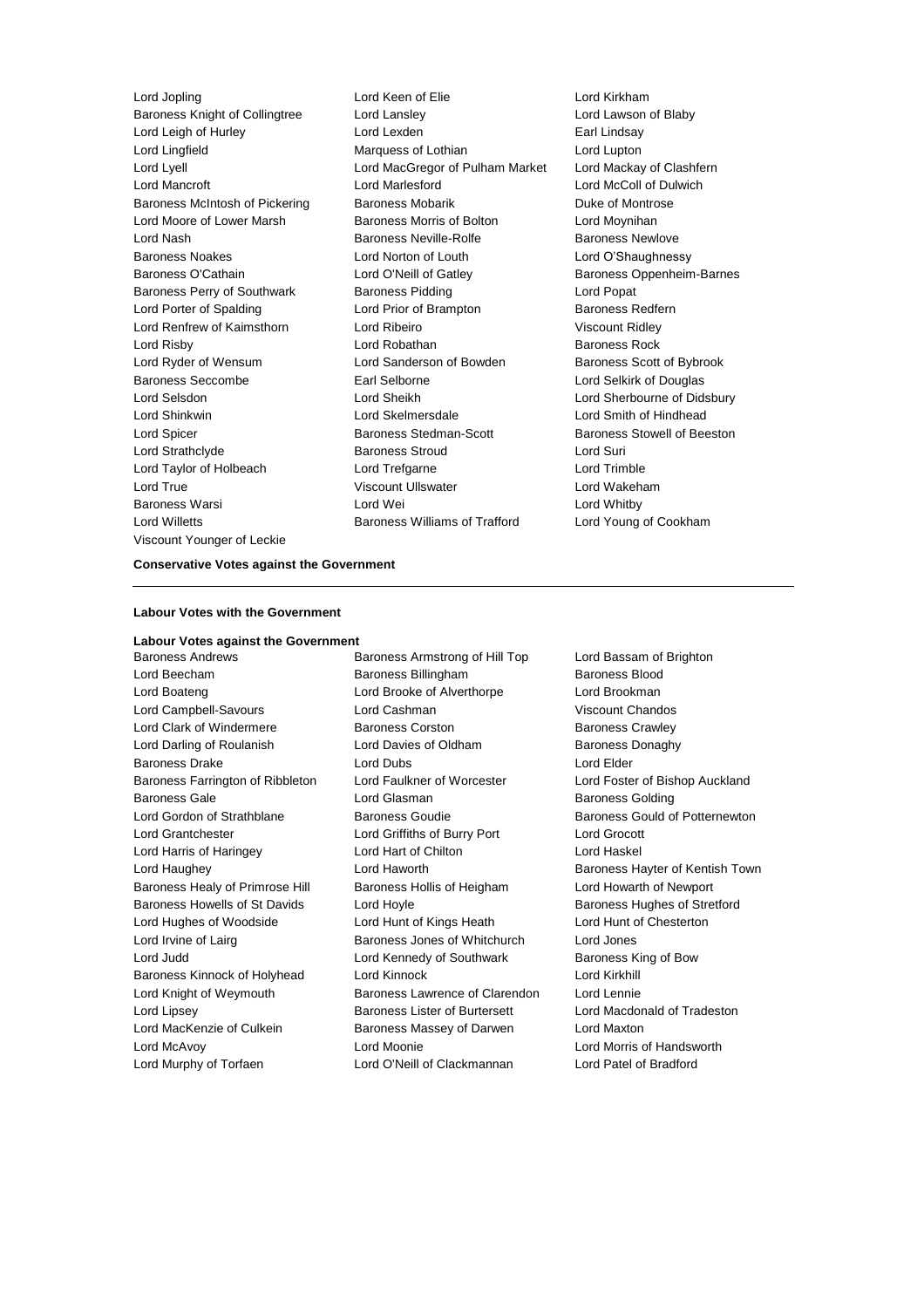Lord Jopling
Lord Keen of Elie
Lord Kirkham
Baroness Knight of Collingtree
Lord Lansley
Lord Lawson of Blaby
Lord Leigh of Hurley
Lord Lexden
Earl Lindsay
Lord Lingfield
Marquess of Lothian
Lord Lupton
Lord Lyell
Lord MacGregor of Pulham Market
Lord Mackay of Clashfern
Lord Mancroft
Lord Marlesford
Lord McColl of Dulwich
Baroness McIntosh of Pickering
Baroness Mobarik
Duke of Montrose
Lord Moore of Lower Marsh
Baroness Morris of Bolton
Lord Moynihan
Lord Nash
Baroness Neville-Rolfe
Baroness Newlove
Baroness Noakes
Lord Norton of Louth
Lord O'Shaughnessy
Baroness O'Cathain
Lord O'Neill of Gatley
Baroness Oppenheim-Barnes
Baroness Perry of Southwark
Baroness Pidding
Lord Popat
Lord Porter of Spalding
Lord Prior of Brampton
Baroness Redfern
Lord Renfrew of Kaimsthorn
Lord Ribeiro
Viscount Ridley
Lord Risby
Lord Robathan
Baroness Rock
Lord Ryder of Wensum
Lord Sanderson of Bowden
Baroness Scott of Bybrook
Baroness Seccombe
Earl Selborne
Lord Selkirk of Douglas
Lord Selsdon
Lord Sheikh
Lord Sherbourne of Didsbury
Lord Shinkwin
Lord Skelmersdale
Lord Smith of Hindhead
Lord Spicer
Baroness Stedman-Scott
Baroness Stowell of Beeston
Lord Strathclyde
Baroness Stroud
Lord Suri
Lord Taylor of Holbeach
Lord Trefgarne
Lord Trimble
Lord True
Viscount Ullswater
Lord Wakeham
Baroness Warsi
Lord Wei
Lord Whitby
Lord Willetts
Baroness Williams of Trafford
Lord Young of Cookham
Viscount Younger of Leckie

**Conservative Votes against the Government**

---

**Labour Votes with the Government**

**Labour Votes against the Government**

Baroness Andrews
Baroness Armstrong of Hill Top
Lord Bassam of Brighton
Lord Beecham
Baroness Billingham
Baroness Blood
Lord Boateng
Lord Brooke of Alverthorpe
Lord Brookman
Lord Campbell-Savours
Lord Cashman
Viscount Chandos
Lord Clark of Windermere
Baroness Corston
Baroness Crawley
Lord Darling of Roulanish
Lord Davies of Oldham
Baroness Donaghy
Baroness Drake
Lord Dubs
Lord Elder
Baroness Farrington of Ribbleton
Lord Faulkner of Worcester
Lord Foster of Bishop Auckland
Baroness Gale
Lord Glasman
Baroness Golding
Lord Gordon of Strathblane
Baroness Goudie
Baroness Gould of Potternewton
Lord Grantchester
Lord Griffiths of Burry Port
Lord Grocott
Lord Harris of Haringey
Lord Hart of Chilton
Lord Haskel
Lord Haughey
Lord Haworth
Baroness Hayter of Kentish Town
Baroness Healy of Primrose Hill
Baroness Hollis of Heigham
Lord Howarth of Newport
Baroness Howells of St Davids
Lord Hoyle
Baroness Hughes of Stretford
Lord Hughes of Woodside
Lord Hunt of Kings Heath
Lord Hunt of Chesterton
Lord Irvine of Lairg
Baroness Jones of Whitchurch
Lord Jones
Lord Judd
Lord Kennedy of Southwark
Baroness King of Bow
Baroness Kinnock of Holyhead
Lord Kinnock
Lord Kirkhill
Lord Knight of Weymouth
Baroness Lawrence of Clarendon
Lord Lennie
Lord Lipsey
Baroness Lister of Burtersett
Lord Macdonald of Tradeston
Lord MacKenzie of Culkein
Baroness Massey of Darwen
Lord Maxton
Lord McAvoy
Lord Moonie
Lord Morris of Handsworth
Lord Murphy of Torfaen
Lord O'Neill of Clackmannan
Lord Patel of Bradford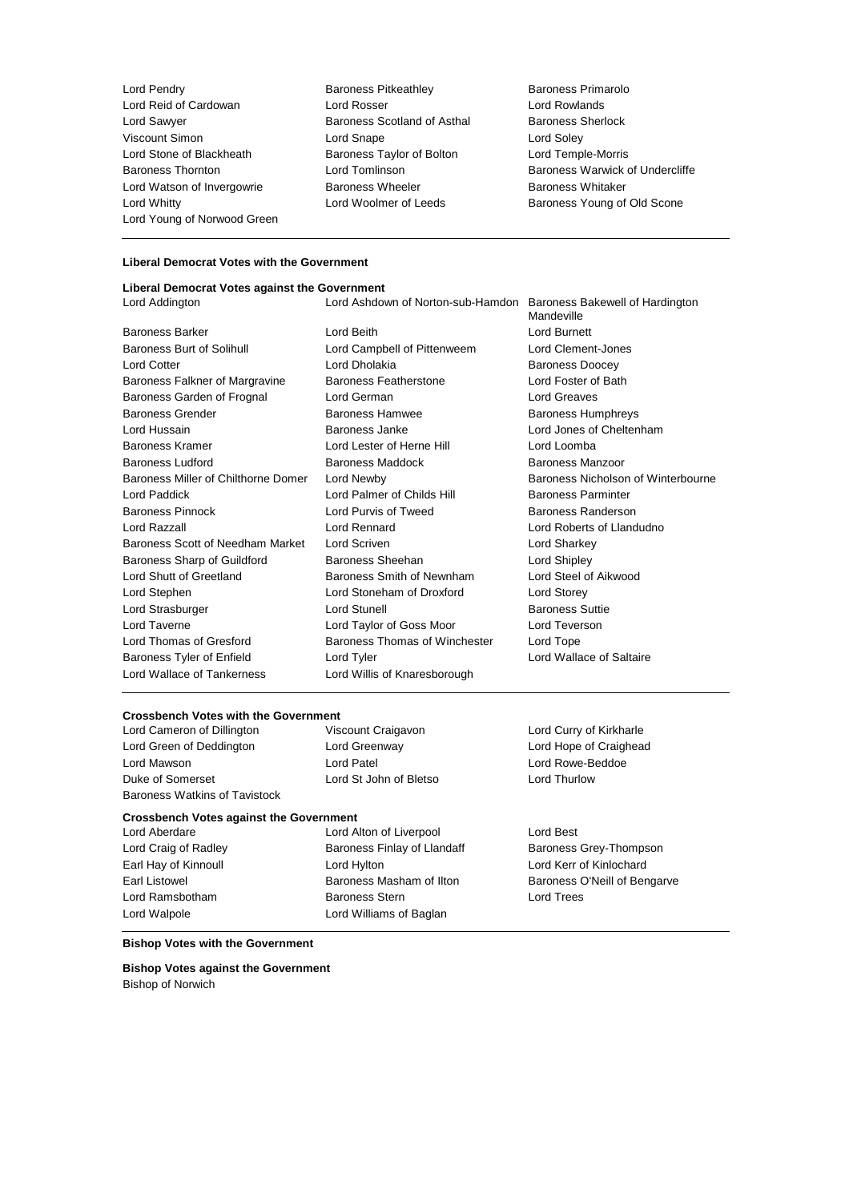Lord Pendry
Baroness Pitkeathley
Baroness Primarolo
Lord Reid of Cardowan
Lord Rosser
Lord Rowlands
Lord Sawyer
Baroness Scotland of Asthal
Baroness Sherlock
Viscount Simon
Lord Snape
Lord Soley
Lord Stone of Blackheath
Baroness Taylor of Bolton
Lord Temple-Morris
Baroness Thornton
Lord Tomlinson
Baroness Warwick of Undercliffe
Lord Watson of Invergowrie
Baroness Wheeler
Baroness Whitaker
Lord Whitty
Lord Woolmer of Leeds
Baroness Young of Old Scone
Lord Young of Norwood Green

---

**Liberal Democrat Votes with the Government**

**Liberal Democrat Votes against the Government**

Lord Addington
Lord Ashdown of Norton-sub-Hamdon
Baroness Bakewell of Hardington Mandeville
Baroness Barker
Lord Beith
Lord Burnett
Baroness Burt of Solihull
Lord Campbell of Pittenweem
Lord Clement-Jones
Lord Cotter
Lord Dholakia
Baroness Doocey
Baroness Falkner of Margravine
Baroness Featherstone
Lord Foster of Bath
Baroness Garden of Frognal
Lord German
Lord Greaves
Baroness Grender
Baroness Hamwee
Baroness Humphreys
Lord Hussain
Baroness Janke
Lord Jones of Cheltenham
Baroness Kramer
Lord Lester of Herne Hill
Lord Loomba
Baroness Ludford
Baroness Maddock
Baroness Manzoor
Baroness Miller of Chilthorne Domer
Lord Newby
Baroness Nicholson of Winterbourne
Lord Paddick
Lord Palmer of Childs Hill
Baroness Parminter
Baroness Pinnock
Lord Purvis of Tweed
Baroness Randerson
Lord Razzall
Lord Rennard
Lord Roberts of Llandudno
Baroness Scott of Needham Market
Lord Scriven
Lord Sharkey
Baroness Sharp of Guildford
Baroness Sheehan
Lord Shipley
Lord Shutt of Greetland
Baroness Smith of Newnham
Lord Steel of Aikwood
Lord Stephen
Lord Stoneham of Droxford
Lord Storey
Lord Strasburger
Lord Stunell
Baroness Suttie
Lord Taverne
Lord Taylor of Goss Moor
Lord Teverson
Lord Thomas of Gresford
Baroness Thomas of Winchester
Lord Tope
Baroness Tyler of Enfield
Lord Tyler
Lord Wallace of Saltaire
Lord Wallace of Tankerness
Lord Willis of Knaresborough

---

**Crossbench Votes with the Government**

Lord Cameron of Dillington
Viscount Craigavon
Lord Curry of Kirkharle
Lord Green of Deddington
Lord Greenway
Lord Hope of Craighead
Lord Mawson
Lord Patel
Lord Rowe-Beddoe
Duke of Somerset
Lord St John of Bletso
Lord Thurlow
Baroness Watkins of Tavistock

**Crossbench Votes against the Government**

Lord Aberdare
Lord Alton of Liverpool
Lord Best
Lord Craig of Radley
Baroness Finlay of Llandaff
Baroness Grey-Thompson
Earl Hay of Kinnoull
Lord Hylton
Lord Kerr of Kinlochard
Earl Listowel
Baroness Masham of Ilton
Baroness O'Neill of Bengarve
Lord Ramsbotham
Baroness Stern
Lord Trees
Lord Walpole
Lord Williams of Baglan

---

**Bishop Votes with the Government**

**Bishop Votes against the Government**

Bishop of Norwich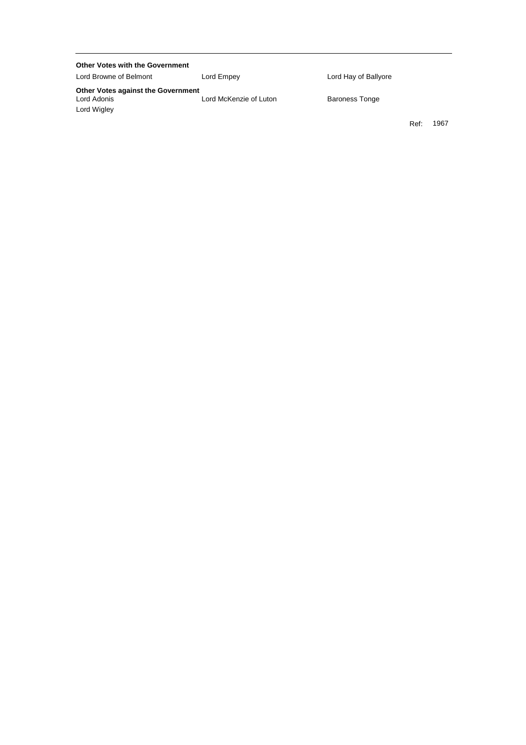**Other Votes with the Government**

| | | |
|---|---|---|
| Lord Browne of Belmont | Lord Empey | Lord Hay of Ballyore |

**Other Votes against the Government**

| | | |
|---|---|---|
| Lord Adonis | Lord McKenzie of Luton | Baroness Tonge |
| Lord Wigley | | |

Ref: 1967